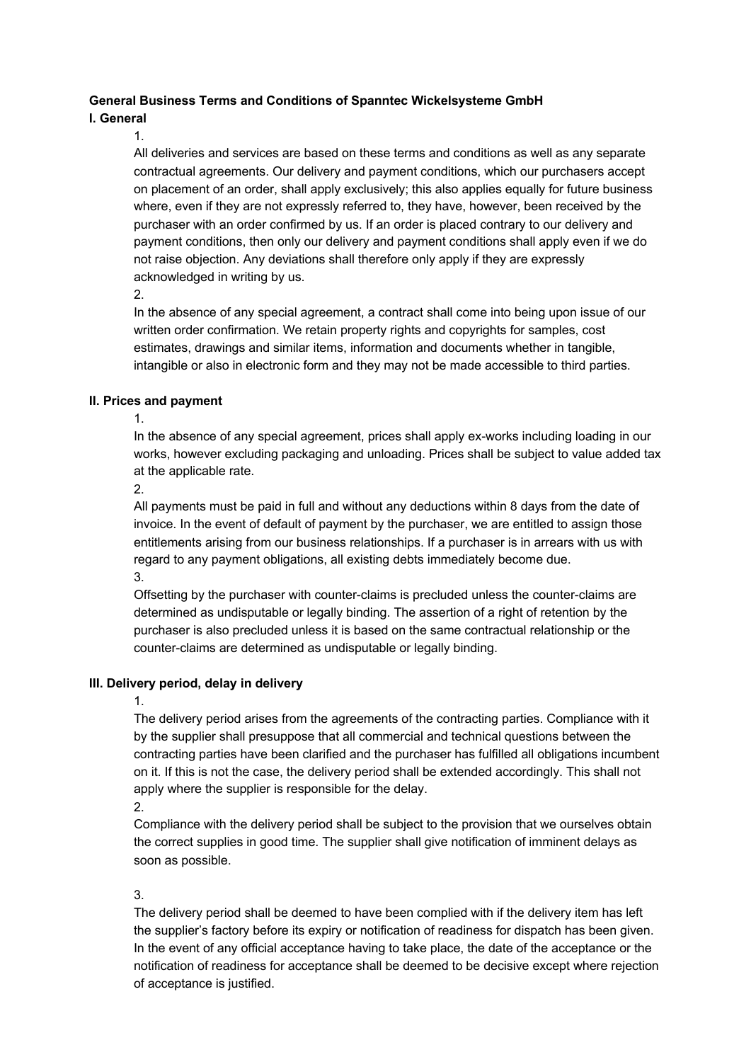**General Business Terms and Conditions of Spanntec Wickelsysteme GmbH**

**I. General**

1.

All deliveries and services are based on these terms and conditions as well as any separate contractual agreements. Our delivery and payment conditions, which our purchasers accept on placement of an order, shall apply exclusively; this also applies equally for future business where, even if they are not expressly referred to, they have, however, been received by the purchaser with an order confirmed by us. If an order is placed contrary to our delivery and payment conditions, then only our delivery and payment conditions shall apply even if we do not raise objection. Any deviations shall therefore only apply if they are expressly acknowledged in writing by us.

2.

In the absence of any special agreement, a contract shall come into being upon issue of our written order confirmation. We retain property rights and copyrights for samples, cost estimates, drawings and similar items, information and documents whether in tangible, intangible or also in electronic form and they may not be made accessible to third parties.

**II. Prices and payment**

1.

In the absence of any special agreement, prices shall apply ex-works including loading in our works, however excluding packaging and unloading. Prices shall be subject to value added tax at the applicable rate.

2.

All payments must be paid in full and without any deductions within 8 days from the date of invoice. In the event of default of payment by the purchaser, we are entitled to assign those entitlements arising from our business relationships. If a purchaser is in arrears with us with regard to any payment obligations, all existing debts immediately become due.

3.

Offsetting by the purchaser with counter-claims is precluded unless the counter-claims are determined as undisputable or legally binding. The assertion of a right of retention by the purchaser is also precluded unless it is based on the same contractual relationship or the counter-claims are determined as undisputable or legally binding.

**III. Delivery period, delay in delivery**

1.

The delivery period arises from the agreements of the contracting parties. Compliance with it by the supplier shall presuppose that all commercial and technical questions between the contracting parties have been clarified and the purchaser has fulfilled all obligations incumbent on it. If this is not the case, the delivery period shall be extended accordingly. This shall not apply where the supplier is responsible for the delay.

2.

Compliance with the delivery period shall be subject to the provision that we ourselves obtain the correct supplies in good time. The supplier shall give notification of imminent delays as soon as possible.

3.

The delivery period shall be deemed to have been complied with if the delivery item has left the supplier's factory before its expiry or notification of readiness for dispatch has been given. In the event of any official acceptance having to take place, the date of the acceptance or the notification of readiness for acceptance shall be deemed to be decisive except where rejection of acceptance is justified.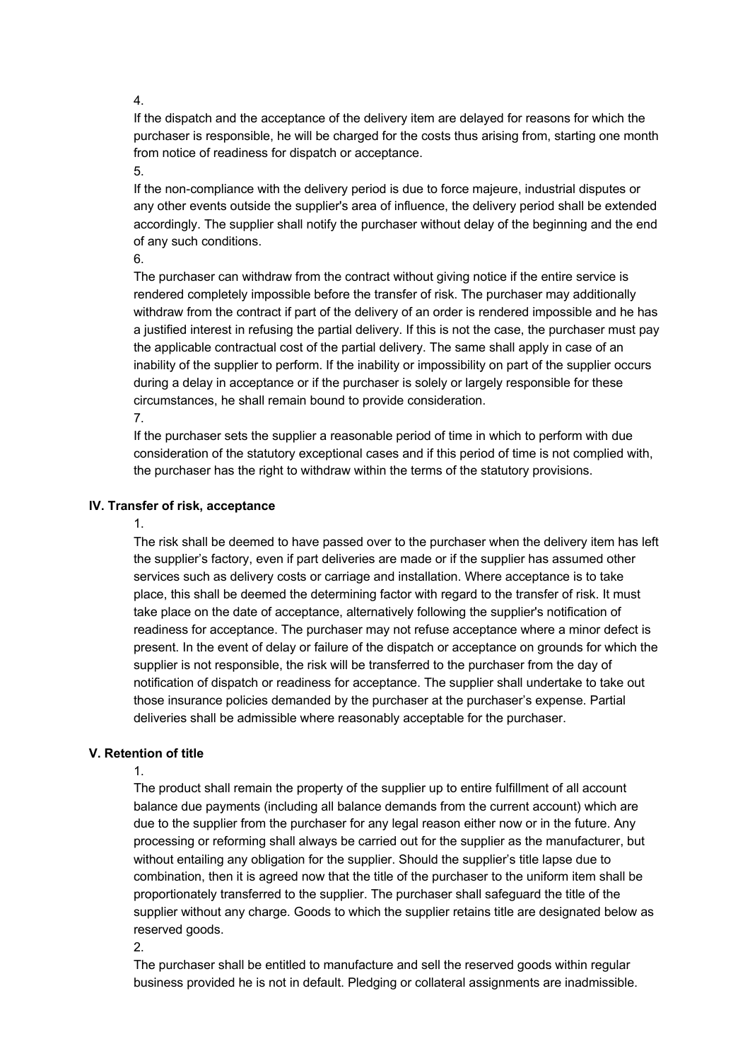4.

If the dispatch and the acceptance of the delivery item are delayed for reasons for which the purchaser is responsible, he will be charged for the costs thus arising from, starting one month from notice of readiness for dispatch or acceptance.

5.

If the non-compliance with the delivery period is due to force majeure, industrial disputes or any other events outside the supplier's area of influence, the delivery period shall be extended accordingly. The supplier shall notify the purchaser without delay of the beginning and the end of any such conditions.

6.

The purchaser can withdraw from the contract without giving notice if the entire service is rendered completely impossible before the transfer of risk. The purchaser may additionally withdraw from the contract if part of the delivery of an order is rendered impossible and he has a justified interest in refusing the partial delivery. If this is not the case, the purchaser must pay the applicable contractual cost of the partial delivery. The same shall apply in case of an inability of the supplier to perform. If the inability or impossibility on part of the supplier occurs during a delay in acceptance or if the purchaser is solely or largely responsible for these circumstances, he shall remain bound to provide consideration.

7.

If the purchaser sets the supplier a reasonable period of time in which to perform with due consideration of the statutory exceptional cases and if this period of time is not complied with, the purchaser has the right to withdraw within the terms of the statutory provisions.

### IV. Transfer of risk, acceptance

1.

The risk shall be deemed to have passed over to the purchaser when the delivery item has left the supplier's factory, even if part deliveries are made or if the supplier has assumed other services such as delivery costs or carriage and installation. Where acceptance is to take place, this shall be deemed the determining factor with regard to the transfer of risk. It must take place on the date of acceptance, alternatively following the supplier's notification of readiness for acceptance. The purchaser may not refuse acceptance where a minor defect is present. In the event of delay or failure of the dispatch or acceptance on grounds for which the supplier is not responsible, the risk will be transferred to the purchaser from the day of notification of dispatch or readiness for acceptance. The supplier shall undertake to take out those insurance policies demanded by the purchaser at the purchaser's expense. Partial deliveries shall be admissible where reasonably acceptable for the purchaser.

### V. Retention of title

1.

The product shall remain the property of the supplier up to entire fulfillment of all account balance due payments (including all balance demands from the current account) which are due to the supplier from the purchaser for any legal reason either now or in the future. Any processing or reforming shall always be carried out for the supplier as the manufacturer, but without entailing any obligation for the supplier. Should the supplier's title lapse due to combination, then it is agreed now that the title of the purchaser to the uniform item shall be proportionately transferred to the supplier. The purchaser shall safeguard the title of the supplier without any charge. Goods to which the supplier retains title are designated below as reserved goods.

2.

The purchaser shall be entitled to manufacture and sell the reserved goods within regular business provided he is not in default. Pledging or collateral assignments are inadmissible.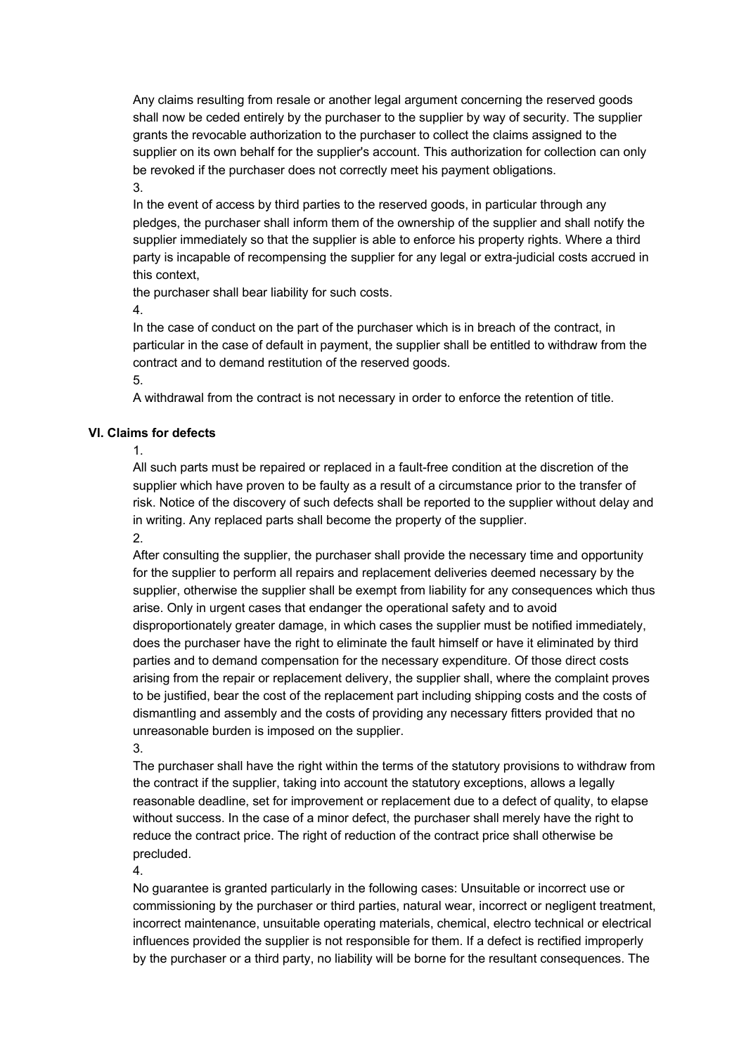Any claims resulting from resale or another legal argument concerning the reserved goods shall now be ceded entirely by the purchaser to the supplier by way of security. The supplier grants the revocable authorization to the purchaser to collect the claims assigned to the supplier on its own behalf for the supplier's account. This authorization for collection can only be revoked if the purchaser does not correctly meet his payment obligations.

3.

In the event of access by third parties to the reserved goods, in particular through any pledges, the purchaser shall inform them of the ownership of the supplier and shall notify the supplier immediately so that the supplier is able to enforce his property rights. Where a third party is incapable of recompensing the supplier for any legal or extra-judicial costs accrued in this context,
the purchaser shall bear liability for such costs.

4.

In the case of conduct on the part of the purchaser which is in breach of the contract, in particular in the case of default in payment, the supplier shall be entitled to withdraw from the contract and to demand restitution of the reserved goods.

5.

A withdrawal from the contract is not necessary in order to enforce the retention of title.

**VI. Claims for defects**

1.

All such parts must be repaired or replaced in a fault-free condition at the discretion of the supplier which have proven to be faulty as a result of a circumstance prior to the transfer of risk. Notice of the discovery of such defects shall be reported to the supplier without delay and in writing. Any replaced parts shall become the property of the supplier.

2.

After consulting the supplier, the purchaser shall provide the necessary time and opportunity for the supplier to perform all repairs and replacement deliveries deemed necessary by the supplier, otherwise the supplier shall be exempt from liability for any consequences which thus arise. Only in urgent cases that endanger the operational safety and to avoid disproportionately greater damage, in which cases the supplier must be notified immediately, does the purchaser have the right to eliminate the fault himself or have it eliminated by third parties and to demand compensation for the necessary expenditure. Of those direct costs arising from the repair or replacement delivery, the supplier shall, where the complaint proves to be justified, bear the cost of the replacement part including shipping costs and the costs of dismantling and assembly and the costs of providing any necessary fitters provided that no unreasonable burden is imposed on the supplier.

3.

The purchaser shall have the right within the terms of the statutory provisions to withdraw from the contract if the supplier, taking into account the statutory exceptions, allows a legally reasonable deadline, set for improvement or replacement due to a defect of quality, to elapse without success. In the case of a minor defect, the purchaser shall merely have the right to reduce the contract price. The right of reduction of the contract price shall otherwise be precluded.

4.

No guarantee is granted particularly in the following cases: Unsuitable or incorrect use or commissioning by the purchaser or third parties, natural wear, incorrect or negligent treatment, incorrect maintenance, unsuitable operating materials, chemical, electro technical or electrical influences provided the supplier is not responsible for them. If a defect is rectified improperly by the purchaser or a third party, no liability will be borne for the resultant consequences. The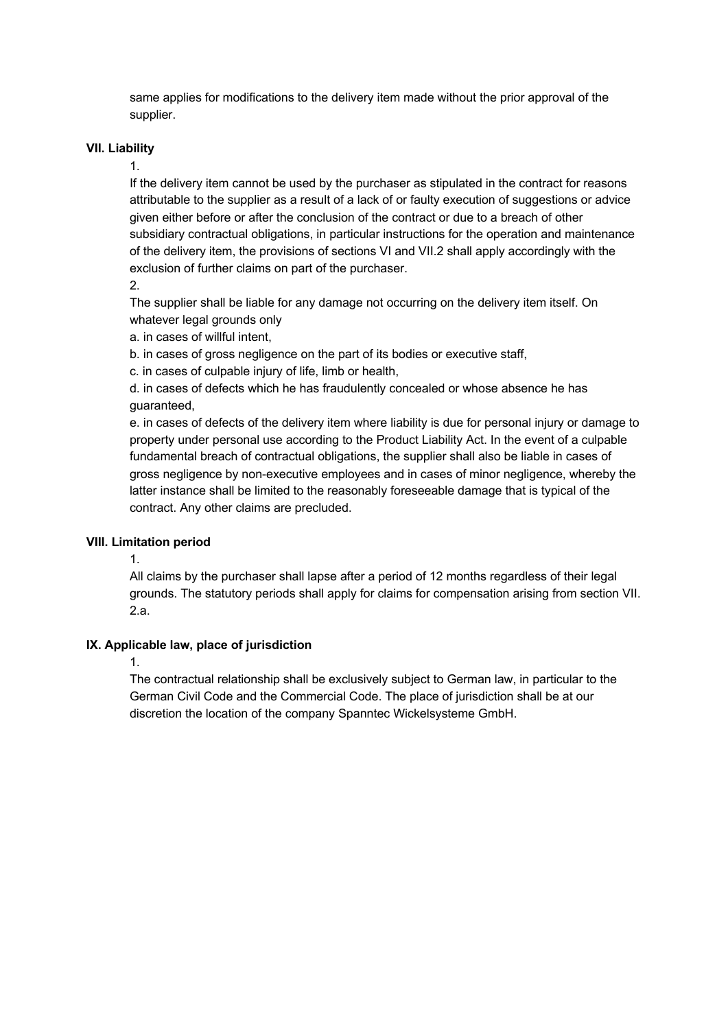same applies for modifications to the delivery item made without the prior approval of the supplier.

**VII. Liability**

1.

If the delivery item cannot be used by the purchaser as stipulated in the contract for reasons attributable to the supplier as a result of a lack of or faulty execution of suggestions or advice given either before or after the conclusion of the contract or due to a breach of other subsidiary contractual obligations, in particular instructions for the operation and maintenance of the delivery item, the provisions of sections VI and VII.2 shall apply accordingly with the exclusion of further claims on part of the purchaser.

2.

The supplier shall be liable for any damage not occurring on the delivery item itself. On whatever legal grounds only

a. in cases of willful intent,

b. in cases of gross negligence on the part of its bodies or executive staff,

c. in cases of culpable injury of life, limb or health,

d. in cases of defects which he has fraudulently concealed or whose absence he has guaranteed,

e. in cases of defects of the delivery item where liability is due for personal injury or damage to property under personal use according to the Product Liability Act. In the event of a culpable fundamental breach of contractual obligations, the supplier shall also be liable in cases of gross negligence by non-executive employees and in cases of minor negligence, whereby the latter instance shall be limited to the reasonably foreseeable damage that is typical of the contract. Any other claims are precluded.

**VIII. Limitation period**

1.

All claims by the purchaser shall lapse after a period of 12 months regardless of their legal grounds. The statutory periods shall apply for claims for compensation arising from section VII. 2.a.

**IX. Applicable law, place of jurisdiction**

1.

The contractual relationship shall be exclusively subject to German law, in particular to the German Civil Code and the Commercial Code. The place of jurisdiction shall be at our discretion the location of the company Spanntec Wickelsysteme GmbH.